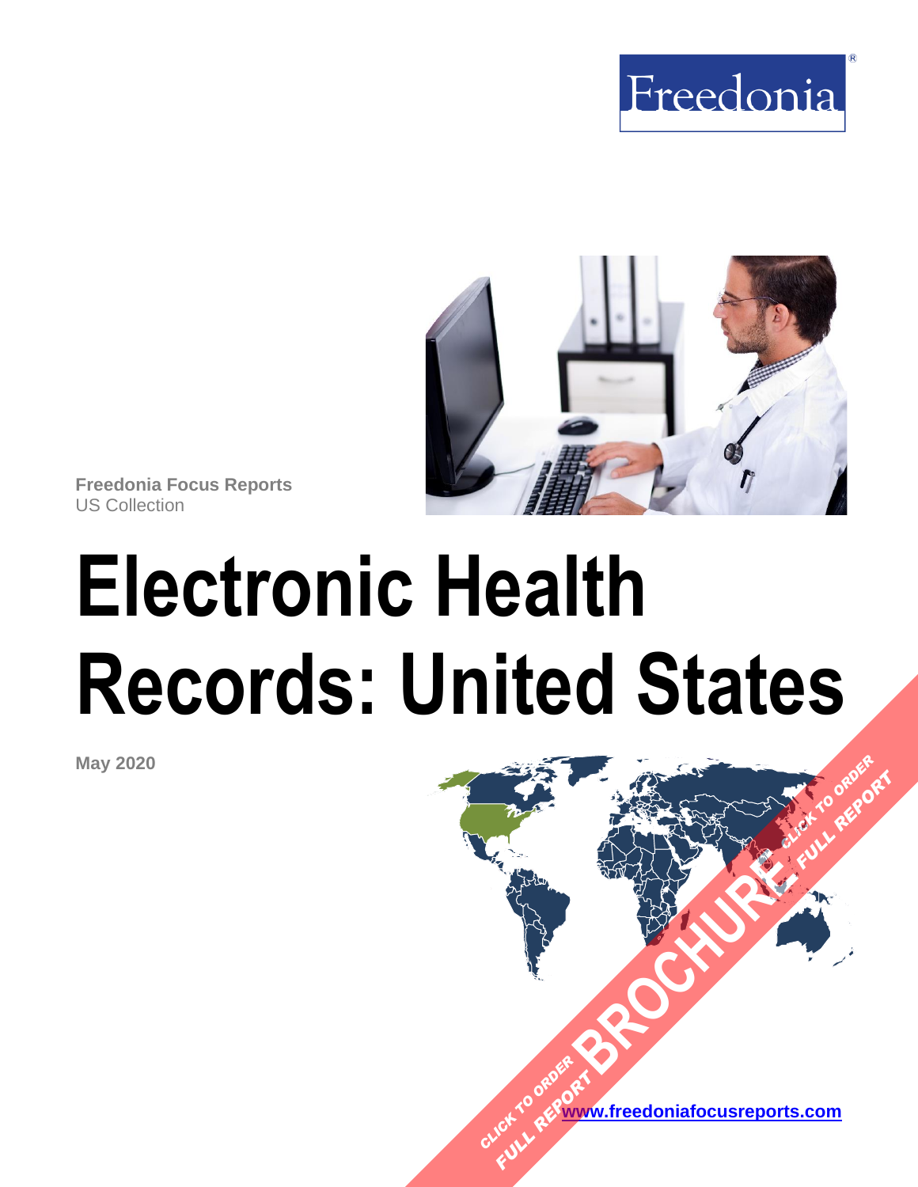Freedonia

**Freedonia Focus Reports**
US Collection

# Electronic Health Records: United States

**May 2020**

[www.freedoniafocusreports.com](http://www.freedoniafocusreports.com)

CLICK TO ORDER FULL REPORT BROCHURE CLICK TO ORDER FULL REPORT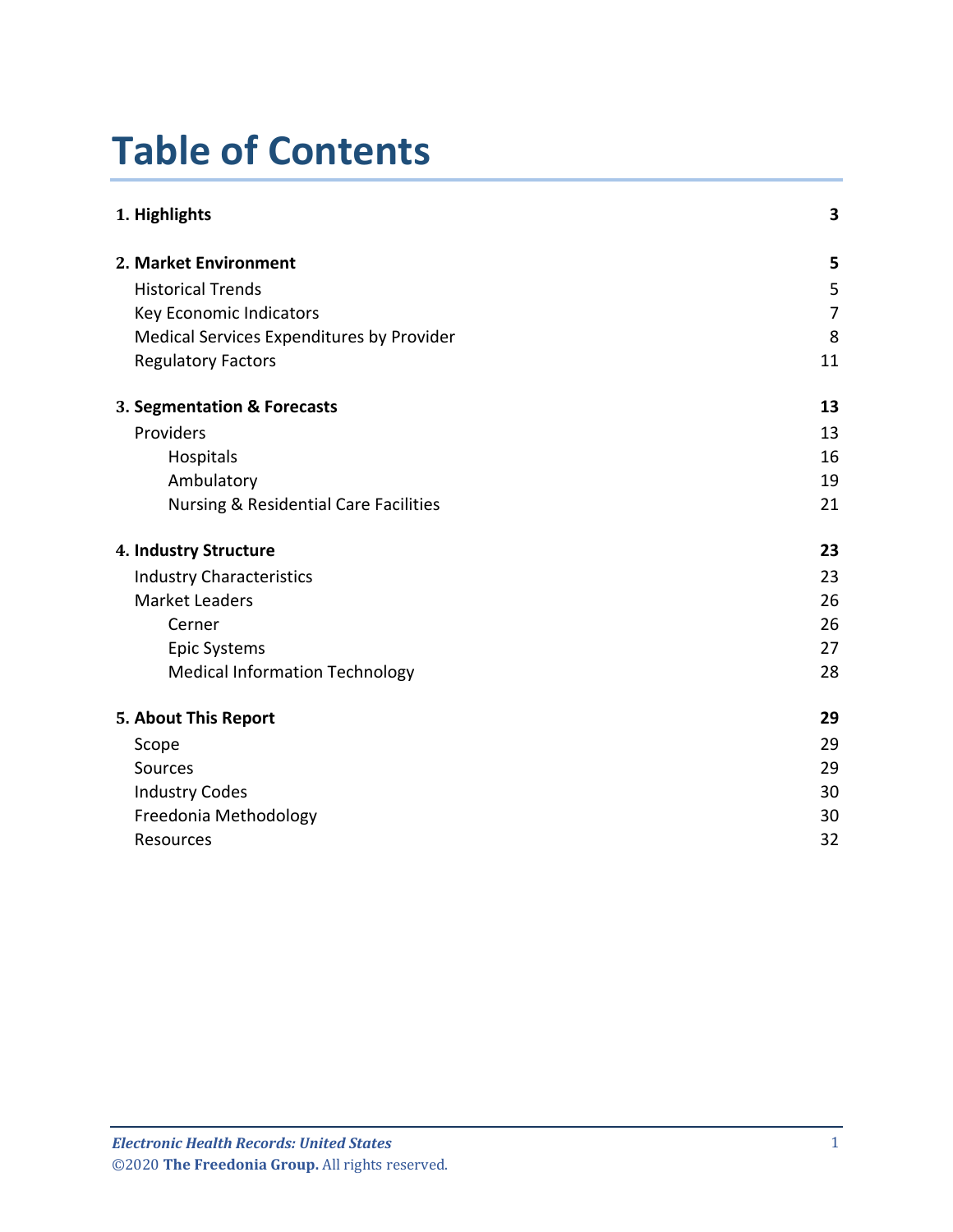# Table of Contents

| | |
|---|---|
| **1. Highlights** | **3** |
| **2. Market Environment** | **5** |
| Historical Trends | 5 |
| Key Economic Indicators | 7 |
| Medical Services Expenditures by Provider | 8 |
| Regulatory Factors | 11 |
| **3. Segmentation & Forecasts** | **13** |
| Providers | 13 |
| Hospitals | 16 |
| Ambulatory | 19 |
| Nursing & Residential Care Facilities | 21 |
| **4. Industry Structure** | **23** |
| Industry Characteristics | 23 |
| Market Leaders | 26 |
| Cerner | 26 |
| Epic Systems | 27 |
| Medical Information Technology | 28 |
| **5. About This Report** | **29** |
| Scope | 29 |
| Sources | 29 |
| Industry Codes | 30 |
| Freedonia Methodology | 30 |
| Resources | 32 |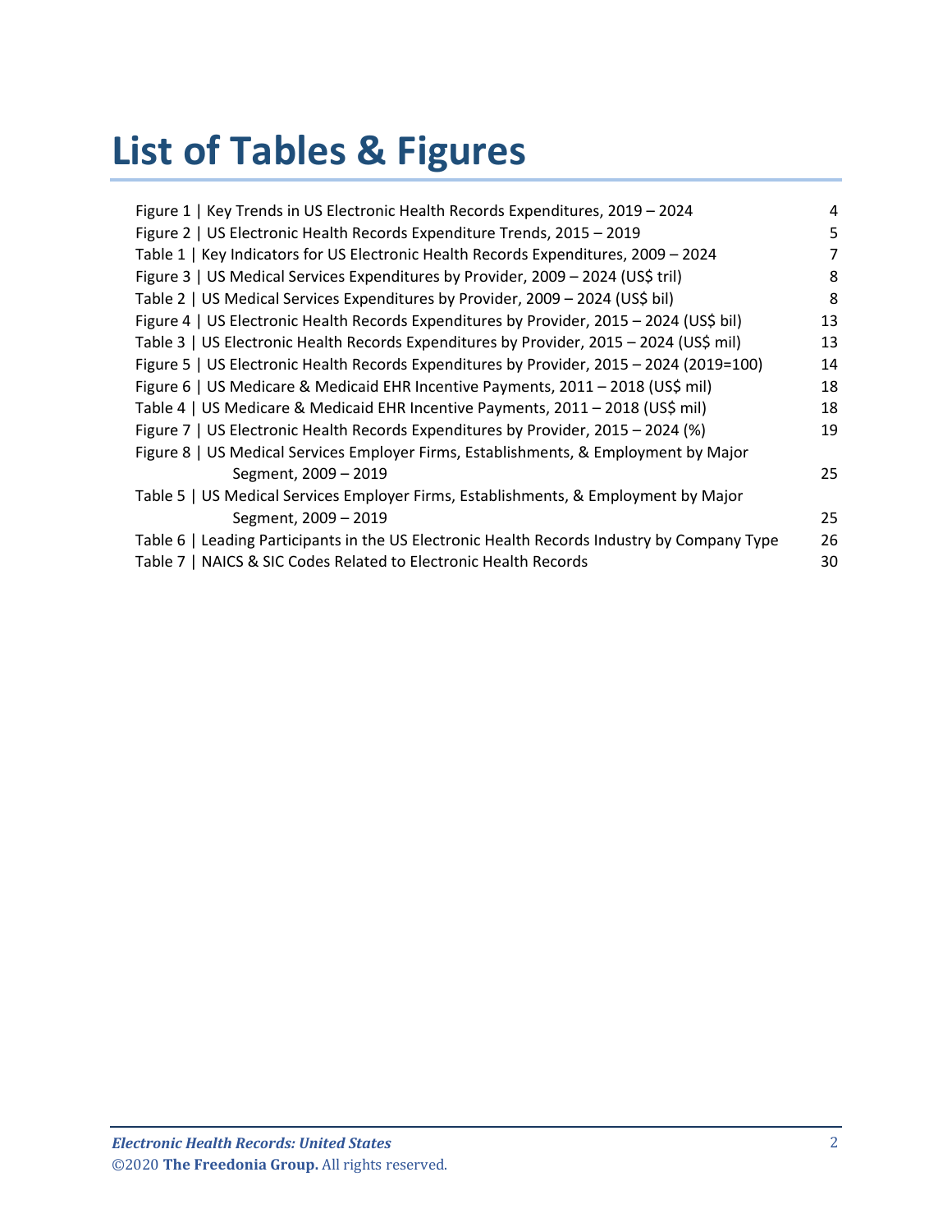# List of Tables & Figures

| | |
|---|---|
| Figure 1 \| Key Trends in US Electronic Health Records Expenditures, 2019 – 2024 | 4 |
| Figure 2 \| US Electronic Health Records Expenditure Trends, 2015 – 2019 | 5 |
| Table 1 \| Key Indicators for US Electronic Health Records Expenditures, 2009 – 2024 | 7 |
| Figure 3 \| US Medical Services Expenditures by Provider, 2009 – 2024 (US$ tril) | 8 |
| Table 2 \| US Medical Services Expenditures by Provider, 2009 – 2024 (US$ bil) | 8 |
| Figure 4 \| US Electronic Health Records Expenditures by Provider, 2015 – 2024 (US$ bil) | 13 |
| Table 3 \| US Electronic Health Records Expenditures by Provider, 2015 – 2024 (US$ mil) | 13 |
| Figure 5 \| US Electronic Health Records Expenditures by Provider, 2015 – 2024 (2019=100) | 14 |
| Figure 6 \| US Medicare & Medicaid EHR Incentive Payments, 2011 – 2018 (US$ mil) | 18 |
| Table 4 \| US Medicare & Medicaid EHR Incentive Payments, 2011 – 2018 (US$ mil) | 18 |
| Figure 7 \| US Electronic Health Records Expenditures by Provider, 2015 – 2024 (%) | 19 |
| Figure 8 \| US Medical Services Employer Firms, Establishments, & Employment by Major Segment, 2009 – 2019 | 25 |
| Table 5 \| US Medical Services Employer Firms, Establishments, & Employment by Major Segment, 2009 – 2019 | 25 |
| Table 6 \| Leading Participants in the US Electronic Health Records Industry by Company Type | 26 |
| Table 7 \| NAICS & SIC Codes Related to Electronic Health Records | 30 |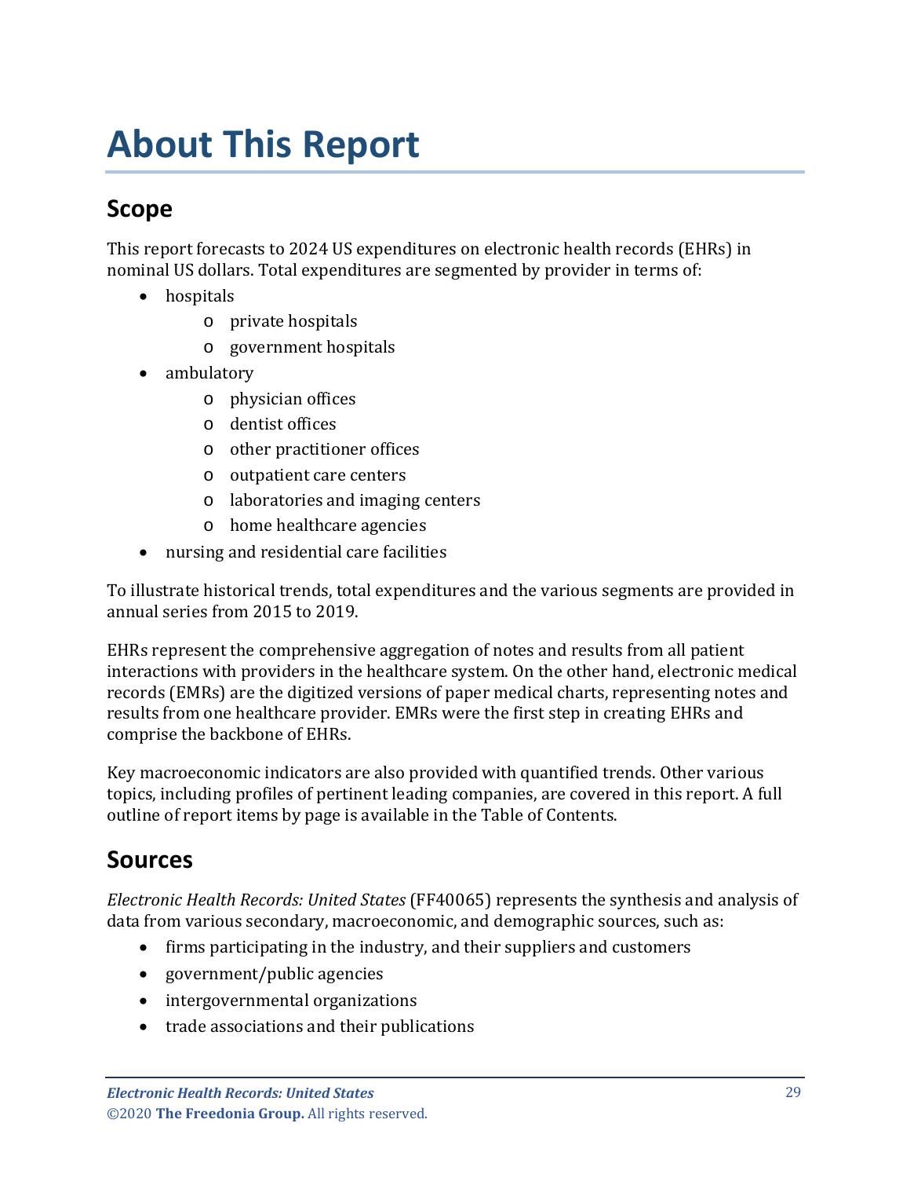# About This Report

## Scope

This report forecasts to 2024 US expenditures on electronic health records (EHRs) in nominal US dollars. Total expenditures are segmented by provider in terms of:

- hospitals
  - private hospitals
  - government hospitals
- ambulatory
  - physician offices
  - dentist offices
  - other practitioner offices
  - outpatient care centers
  - laboratories and imaging centers
  - home healthcare agencies
- nursing and residential care facilities

To illustrate historical trends, total expenditures and the various segments are provided in annual series from 2015 to 2019.

EHRs represent the comprehensive aggregation of notes and results from all patient interactions with providers in the healthcare system. On the other hand, electronic medical records (EMRs) are the digitized versions of paper medical charts, representing notes and results from one healthcare provider. EMRs were the first step in creating EHRs and comprise the backbone of EHRs.

Key macroeconomic indicators are also provided with quantified trends. Other various topics, including profiles of pertinent leading companies, are covered in this report. A full outline of report items by page is available in the Table of Contents.

## Sources

*Electronic Health Records: United States* (FF40065) represents the synthesis and analysis of data from various secondary, macroeconomic, and demographic sources, such as:

- firms participating in the industry, and their suppliers and customers
- government/public agencies
- intergovernmental organizations
- trade associations and their publications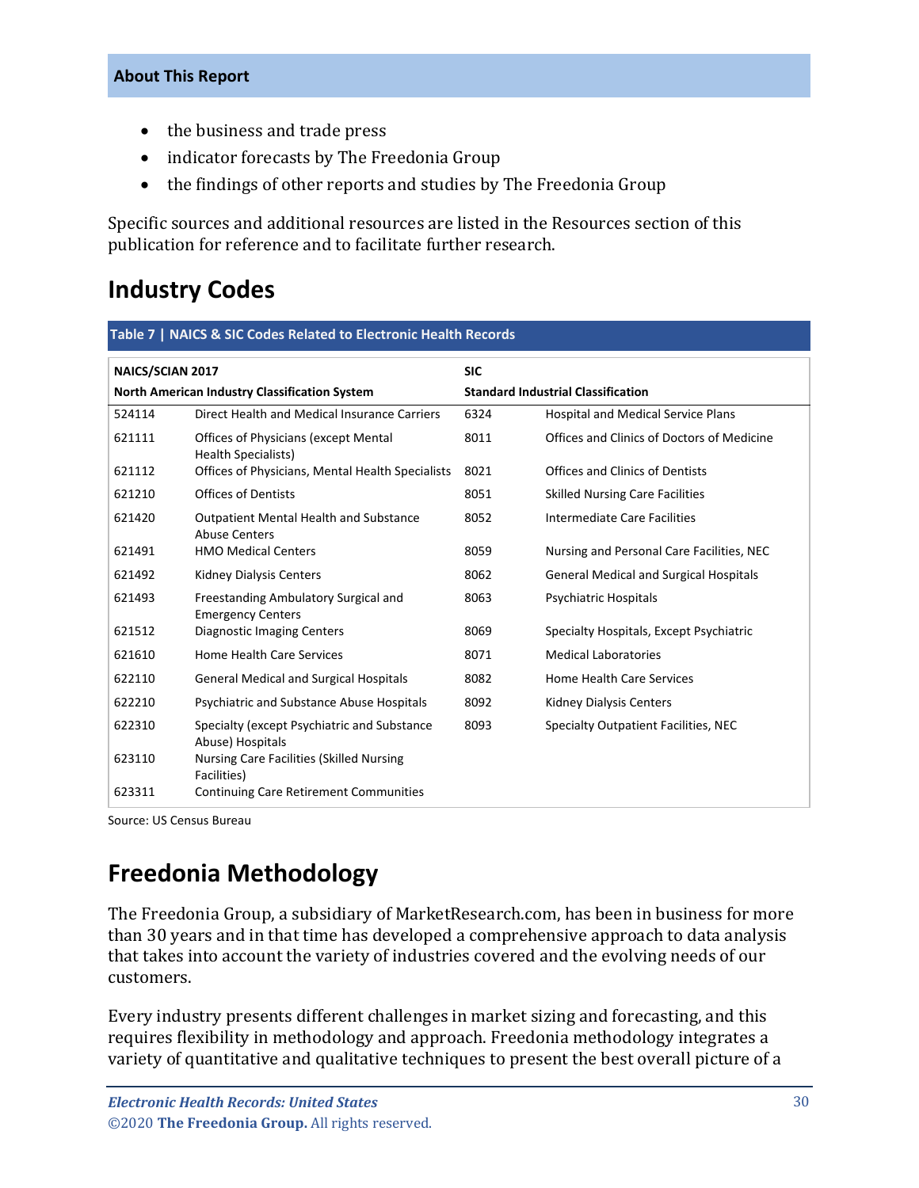- the business and trade press
- indicator forecasts by The Freedonia Group
- the findings of other reports and studies by The Freedonia Group

Specific sources and additional resources are listed in the Resources section of this publication for reference and to facilitate further research.

## Industry Codes

**Table 7 | NAICS & SIC Codes Related to Electronic Health Records**

| NAICS/SCIAN 2017 North American Industry Classification System | | SIC Standard Industrial Classification | |
|---|---|---|---|
| 524114 | Direct Health and Medical Insurance Carriers | 6324 | Hospital and Medical Service Plans |
| 621111 | Offices of Physicians (except Mental Health Specialists) | 8011 | Offices and Clinics of Doctors of Medicine |
| 621112 | Offices of Physicians, Mental Health Specialists | 8021 | Offices and Clinics of Dentists |
| 621210 | Offices of Dentists | 8051 | Skilled Nursing Care Facilities |
| 621420 | Outpatient Mental Health and Substance Abuse Centers | 8052 | Intermediate Care Facilities |
| 621491 | HMO Medical Centers | 8059 | Nursing and Personal Care Facilities, NEC |
| 621492 | Kidney Dialysis Centers | 8062 | General Medical and Surgical Hospitals |
| 621493 | Freestanding Ambulatory Surgical and Emergency Centers | 8063 | Psychiatric Hospitals |
| 621512 | Diagnostic Imaging Centers | 8069 | Specialty Hospitals, Except Psychiatric |
| 621610 | Home Health Care Services | 8071 | Medical Laboratories |
| 622110 | General Medical and Surgical Hospitals | 8082 | Home Health Care Services |
| 622210 | Psychiatric and Substance Abuse Hospitals | 8092 | Kidney Dialysis Centers |
| 622310 | Specialty (except Psychiatric and Substance Abuse) Hospitals | 8093 | Specialty Outpatient Facilities, NEC |
| 623110 | Nursing Care Facilities (Skilled Nursing Facilities) | | |
| 623311 | Continuing Care Retirement Communities | | |

Source: US Census Bureau

## Freedonia Methodology

The Freedonia Group, a subsidiary of MarketResearch.com, has been in business for more than 30 years and in that time has developed a comprehensive approach to data analysis that takes into account the variety of industries covered and the evolving needs of our customers.

Every industry presents different challenges in market sizing and forecasting, and this requires flexibility in methodology and approach. Freedonia methodology integrates a variety of quantitative and qualitative techniques to present the best overall picture of a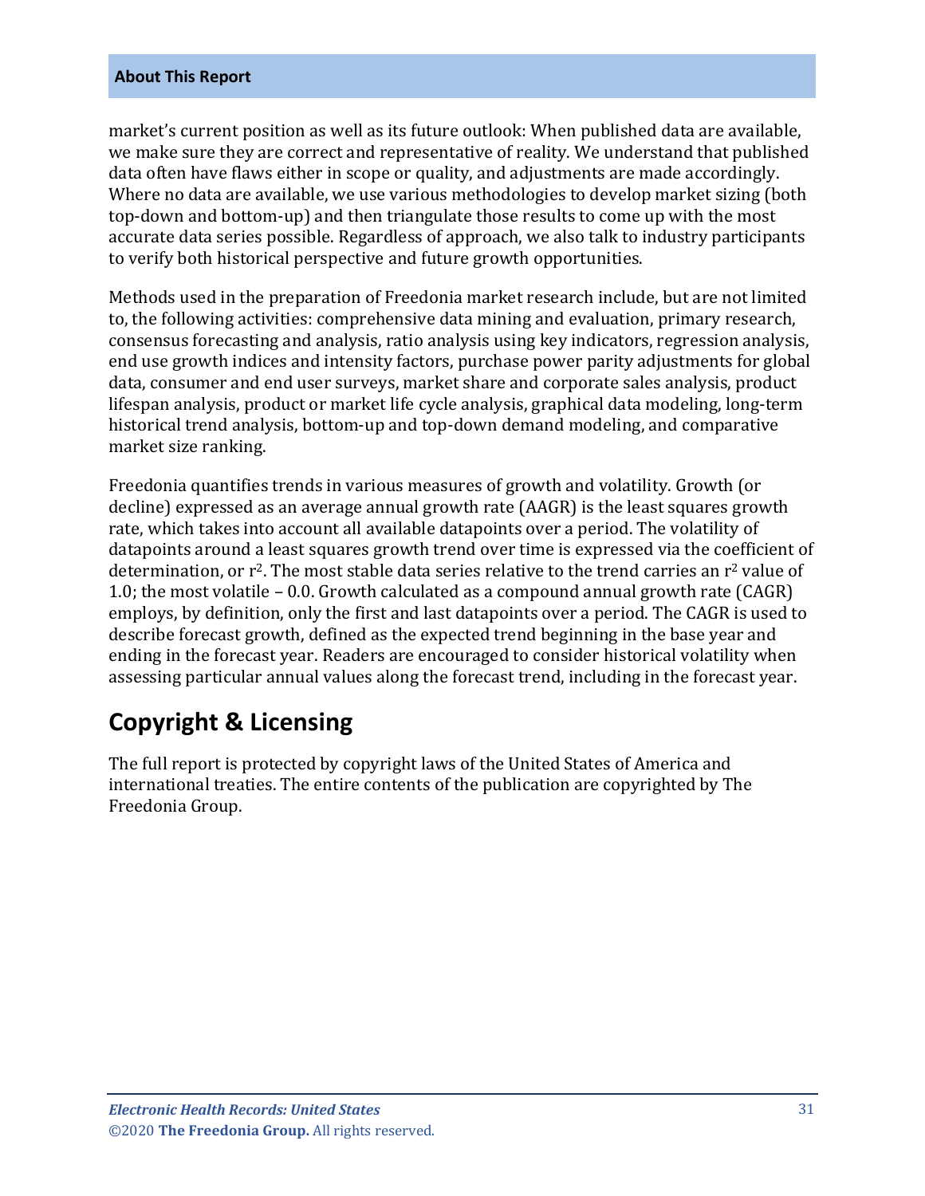market's current position as well as its future outlook: When published data are available, we make sure they are correct and representative of reality. We understand that published data often have flaws either in scope or quality, and adjustments are made accordingly. Where no data are available, we use various methodologies to develop market sizing (both top-down and bottom-up) and then triangulate those results to come up with the most accurate data series possible. Regardless of approach, we also talk to industry participants to verify both historical perspective and future growth opportunities.

Methods used in the preparation of Freedonia market research include, but are not limited to, the following activities: comprehensive data mining and evaluation, primary research, consensus forecasting and analysis, ratio analysis using key indicators, regression analysis, end use growth indices and intensity factors, purchase power parity adjustments for global data, consumer and end user surveys, market share and corporate sales analysis, product lifespan analysis, product or market life cycle analysis, graphical data modeling, long-term historical trend analysis, bottom-up and top-down demand modeling, and comparative market size ranking.

Freedonia quantifies trends in various measures of growth and volatility. Growth (or decline) expressed as an average annual growth rate (AAGR) is the least squares growth rate, which takes into account all available datapoints over a period. The volatility of datapoints around a least squares growth trend over time is expressed via the coefficient of determination, or $r^2$. The most stable data series relative to the trend carries an $r^2$ value of 1.0; the most volatile – 0.0. Growth calculated as a compound annual growth rate (CAGR) employs, by definition, only the first and last datapoints over a period. The CAGR is used to describe forecast growth, defined as the expected trend beginning in the base year and ending in the forecast year. Readers are encouraged to consider historical volatility when assessing particular annual values along the forecast trend, including in the forecast year.

## Copyright & Licensing

The full report is protected by copyright laws of the United States of America and international treaties. The entire contents of the publication are copyrighted by The Freedonia Group.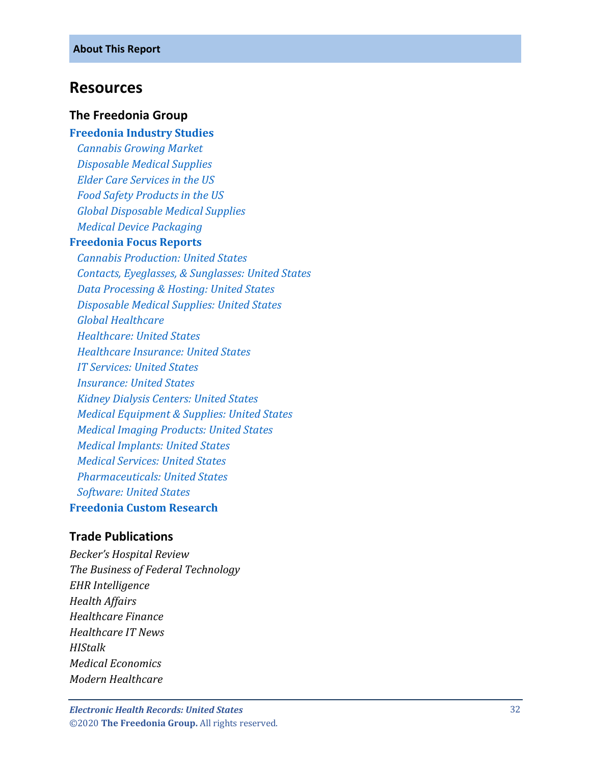## Resources

### The Freedonia Group

**Freedonia Industry Studies**

- *Cannabis Growing Market*
- *Disposable Medical Supplies*
- *Elder Care Services in the US*
- *Food Safety Products in the US*
- *Global Disposable Medical Supplies*
- *Medical Device Packaging*

**Freedonia Focus Reports**

- *Cannabis Production: United States*
- *Contacts, Eyeglasses, & Sunglasses: United States*
- *Data Processing & Hosting: United States*
- *Disposable Medical Supplies: United States*
- *Global Healthcare*
- *Healthcare: United States*
- *Healthcare Insurance: United States*
- *IT Services: United States*
- *Insurance: United States*
- *Kidney Dialysis Centers: United States*
- *Medical Equipment & Supplies: United States*
- *Medical Imaging Products: United States*
- *Medical Implants: United States*
- *Medical Services: United States*
- *Pharmaceuticals: United States*
- *Software: United States*

**Freedonia Custom Research**

### Trade Publications

*Becker's Hospital Review*
*The Business of Federal Technology*
*EHR Intelligence*
*Health Affairs*
*Healthcare Finance*
*Healthcare IT News*
*HIStalk*
*Medical Economics*
*Modern Healthcare*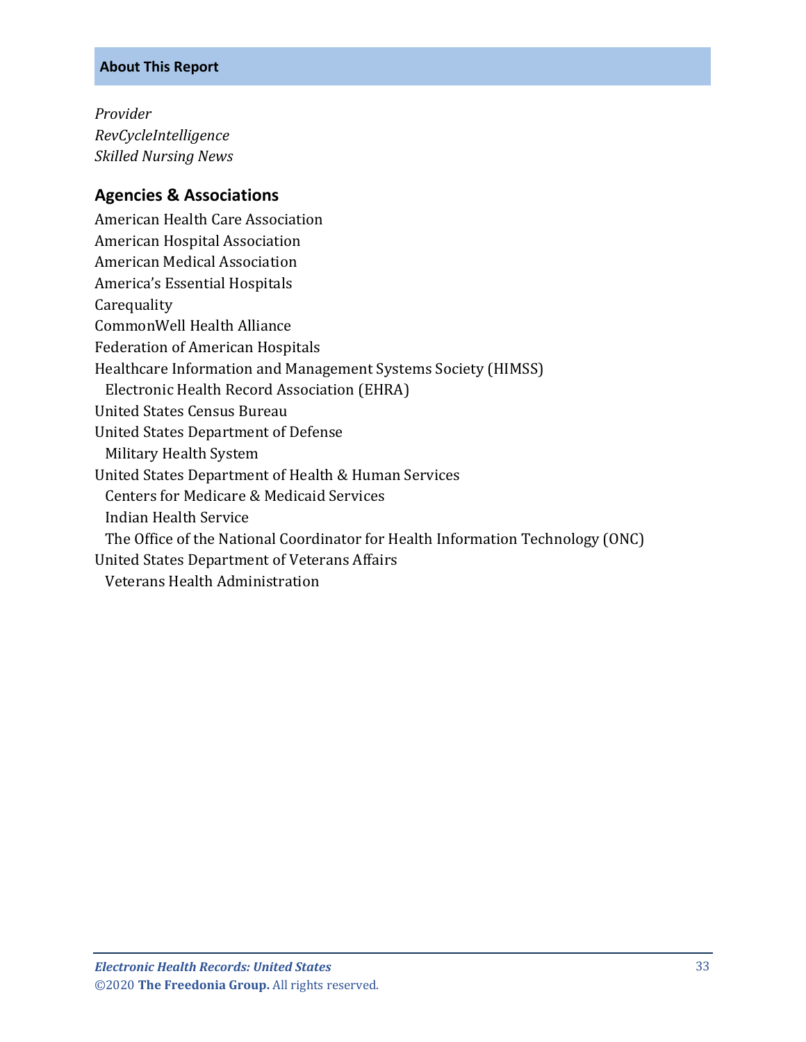*Provider*
*RevCycleIntelligence*
*Skilled Nursing News*

## Agencies & Associations

American Health Care Association
American Hospital Association
American Medical Association
America's Essential Hospitals
Carequality
CommonWell Health Alliance
Federation of American Hospitals
Healthcare Information and Management Systems Society (HIMSS)
  Electronic Health Record Association (EHRA)
United States Census Bureau
United States Department of Defense
  Military Health System
United States Department of Health & Human Services
  Centers for Medicare & Medicaid Services
  Indian Health Service
  The Office of the National Coordinator for Health Information Technology (ONC)
United States Department of Veterans Affairs
  Veterans Health Administration